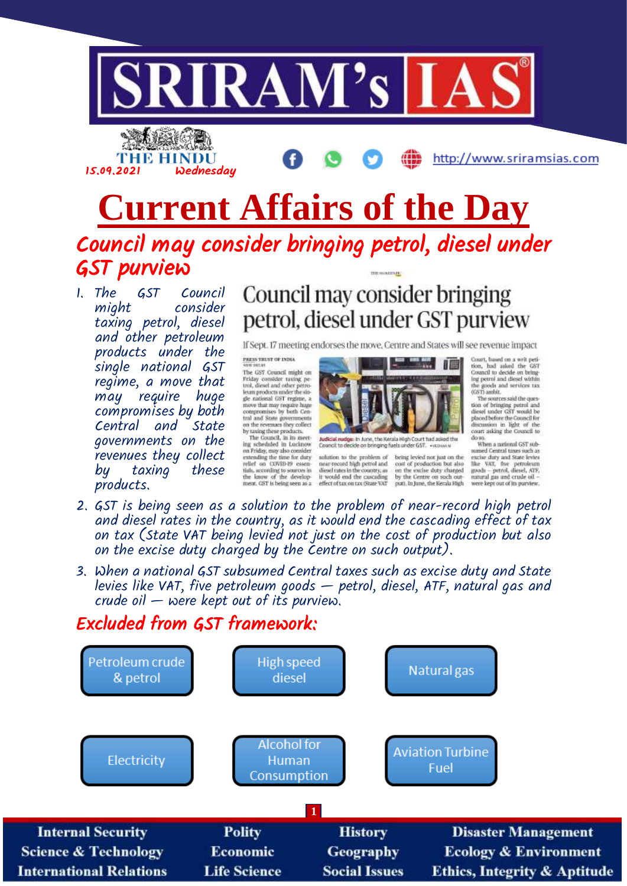# SRIRAM's IAS

THE HINDU 15.09.2021 Wednesday

http://www.sriramsias.com

# Current Affairs of the Day

## Council may consider bringing petrol, diesel under GST purview

1. The GST Council might consider taxing petrol, diesel and other petroleum products under single national GST regime, a move that may require huge compromises by both Central and State governments on the revenues they collect by taxing these products.
2. GST is being seen as a solution to the problem of near-record high petrol and diesel rates in the country, as it would end the cascading effect of tax on tax (State VAT being levied not just on the cost of production but also on the excise duty charged by the Centre on such output).
3. When a national GST subsumed Central taxes such as excise duty and State levies like VAT, five petroleum goods — petrol, diesel, ATF, natural gas and crude oil — were kept out of its purview.

### Excluded from GST framework:

- Petroleum crude & petrol
- High speed diesel
- Natural gas
- Electricity
- Alcohol for Human Consumption
- Aviation Turbine Fuel

Internal Security | Polity | History | Disaster Management
Science & Technology | Economic | Geography | Ecology & Environment
International Relations | Life Science | Social Issues | Ethics, Integrity & Aptitude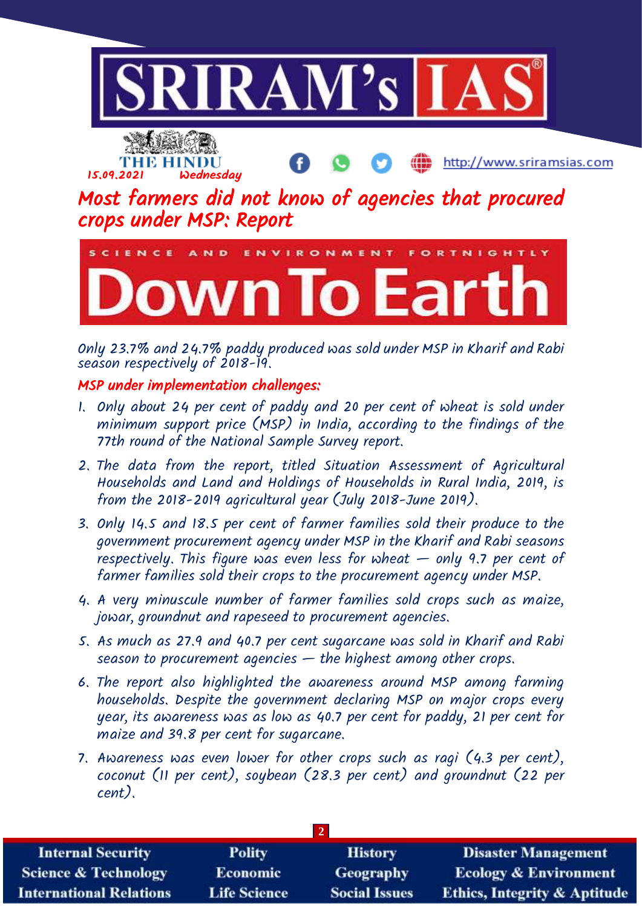# Most farmers did not know of agencies that procured crops under MSP: Report

SCIENCE AND ENVIRONMENT FORTNIGHTLY

**Down To Earth**

Only 23.7% and 24.7% paddy produced was sold under MSP in Kharif and Rabi season respectively of 2018-19.

## MSP under implementation challenges:

1. Only about 24 per cent of paddy and 20 per cent of wheat is sold under minimum support price (MSP) in India, according to the findings of the 77th round of the National Sample Survey report.
2. The data from the report, titled Situation Assessment of Agricultural Households and Land and Holdings of Households in Rural India, 2019, is from the 2018-2019 agricultural year (July 2018-June 2019).
3. Only 14.5 and 18.5 per cent of farmer families sold their produce to the government procurement agency under MSP in the Kharif and Rabi seasons respectively. This figure was even less for wheat — only 9.7 per cent of farmer families sold their crops to the procurement agency under MSP.
4. A very minuscule number of farmer families sold crops such as maize, jowar, groundnut and rapeseed to procurement agencies.
5. As much as 27.9 and 40.7 per cent sugarcane was sold in Kharif and Rabi season to procurement agencies — the highest among other crops.
6. The report also highlighted the awareness around MSP among farming households. Despite the government declaring MSP on major crops every year, its awareness was as low as 40.7 per cent for paddy, 21 per cent for maize and 39.8 per cent for sugarcane.
7. Awareness was even lower for other crops such as ragi (4.3 per cent), coconut (11 per cent), soybean (28.3 per cent) and groundnut (22 per cent).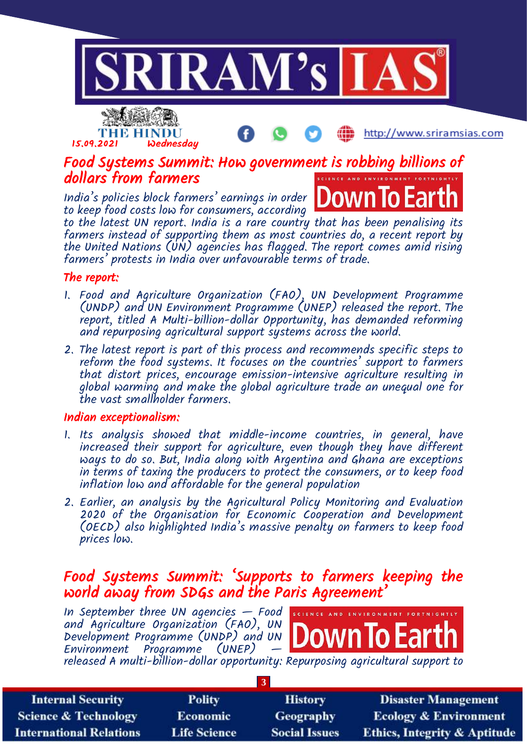15.09.2021 Wednesday

## Food Systems Summit: How government is robbing billions of dollars from farmers

India's policies block farmers' earnings in order to keep food costs low for consumers, according to the latest UN report. India is a rare country that has been penalising its farmers instead of supporting them as most countries do, a recent report by the United Nations (UN) agencies has flagged. The report comes amid rising farmers' protests in India over unfavourable terms of trade.

### The report:

1. Food and Agriculture Organization (FAO), UN Development Programme (UNDP) and UN Environment Programme (UNEP) released the report. The report, titled A Multi-billion-dollar Opportunity, has demanded reforming and repurposing agricultural support systems across the world.
2. The latest report is part of this process and recommends specific steps to reform the food systems. It focuses on the countries' support to farmers that distort prices, encourage emission-intensive agriculture resulting in global warming and make the global agriculture trade an unequal one for the vast smallholder farmers.

### Indian exceptionalism:

1. Its analysis showed that middle-income countries, in general, have increased their support for agriculture, even though they have different ways to do so. But, India along with Argentina and Ghana are exceptions in terms of taxing the producers to protect the consumers, or to keep food inflation low and affordable for the general population
2. Earlier, an analysis by the Agricultural Policy Monitoring and Evaluation 2020 of the Organisation for Economic Cooperation and Development (OECD) also highlighted India's massive penalty on farmers to keep food prices low.

## Food Systems Summit: 'Supports to farmers keeping the world away from SDGs and the Paris Agreement'

In September three UN agencies — Food and Agriculture Organization (FAO), UN Development Programme (UNDP) and UN Environment Programme (UNEP) — released A multi-billion-dollar opportunity: Repurposing agricultural support to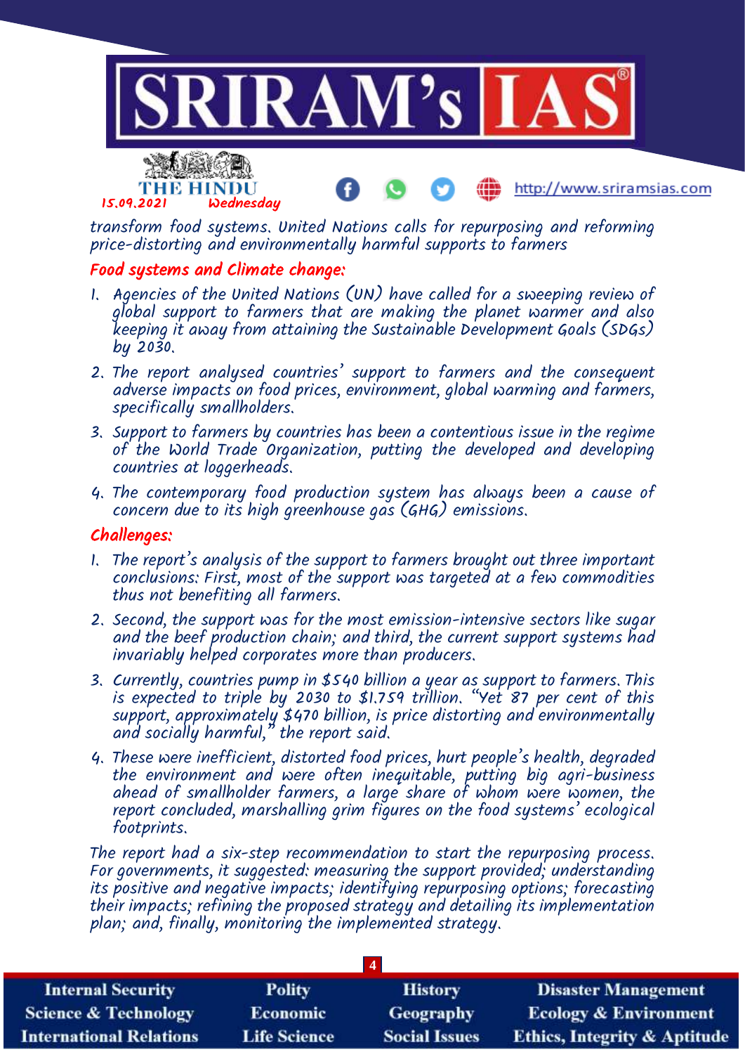transform food systems. United Nations calls for repurposing and reforming price-distorting and environmentally harmful supports to farmers

## Food systems and Climate change:

1. Agencies of the United Nations (UN) have called for a sweeping review of global support to farmers that are making the planet warmer and also keeping it away from attaining the Sustainable Development Goals (SDGs) by 2030.
2. The report analysed countries' support to farmers and the consequent adverse impacts on food prices, environment, global warming and farmers, specifically smallholders.
3. Support to farmers by countries has been a contentious issue in the regime of the World Trade Organization, putting the developed and developing countries at loggerheads.
4. The contemporary food production system has always been a cause of concern due to its high greenhouse gas (GHG) emissions.

## Challenges:

1. The report's analysis of the support to farmers brought out three important conclusions: First, most of the support was targeted at a few commodities thus not benefiting all farmers.
2. Second, the support was for the most emission-intensive sectors like sugar and the beef production chain; and third, the current support systems had invariably helped corporates more than producers.
3. Currently, countries pump in $540 billion a year as support to farmers. This is expected to triple by 2030 to $1.759 trillion. "Yet 87 per cent of this support, approximately $470 billion, is price distorting and environmentally and socially harmful," the report said.
4. These were inefficient, distorted food prices, hurt people's health, degraded the environment and were often inequitable, putting big agri-business ahead of smallholder farmers, a large share of whom were women, the report concluded, marshalling grim figures on the food systems' ecological footprints.

The report had a six-step recommendation to start the repurposing process. For governments, it suggested: measuring the support provided; understanding its positive and negative impacts; identifying repurposing options; forecasting their impacts; refining the proposed strategy and detailing its implementation plan; and, finally, monitoring the implemented strategy.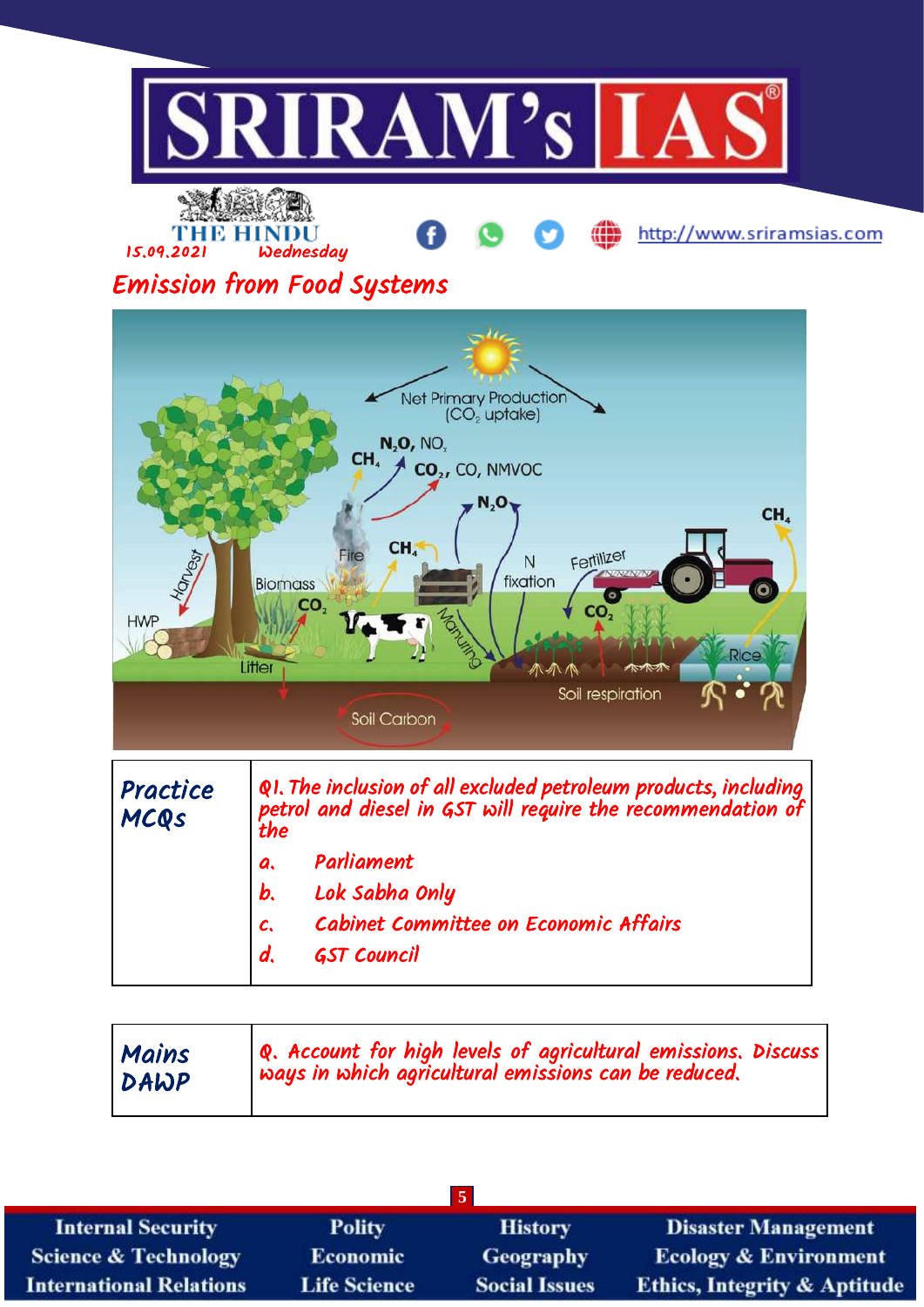15.09.2021 Wednesday

## Emission from Food Systems

Net Primary Production ($CO_2$ uptake)

$CH_4$

$N_2O$, $NO_x$

$CO_2$, CO, NMVOC

$N_2O$

$CH_4$

Fire

$CH_4$

N fixation

Fertilizer

Harvest

Biomass

$CO_2$

$CO_2$

HWP

Manuring

Rice

Litter

Soil respiration

Soil Carbon

| | |
|---|---|
| **Practice MCQs** | *Q1. The inclusion of all excluded petroleum products, including petrol and diesel in GST will require the recommendation of the*<br>a. Parliament<br>b. Lok Sabha Only<br>c. Cabinet Committee on Economic Affairs<br>d. GST Council |

| | |
|---|---|
| **Mains DAWP** | *Q. Account for high levels of agricultural emissions. Discuss ways in which agricultural emissions can be reduced.* |